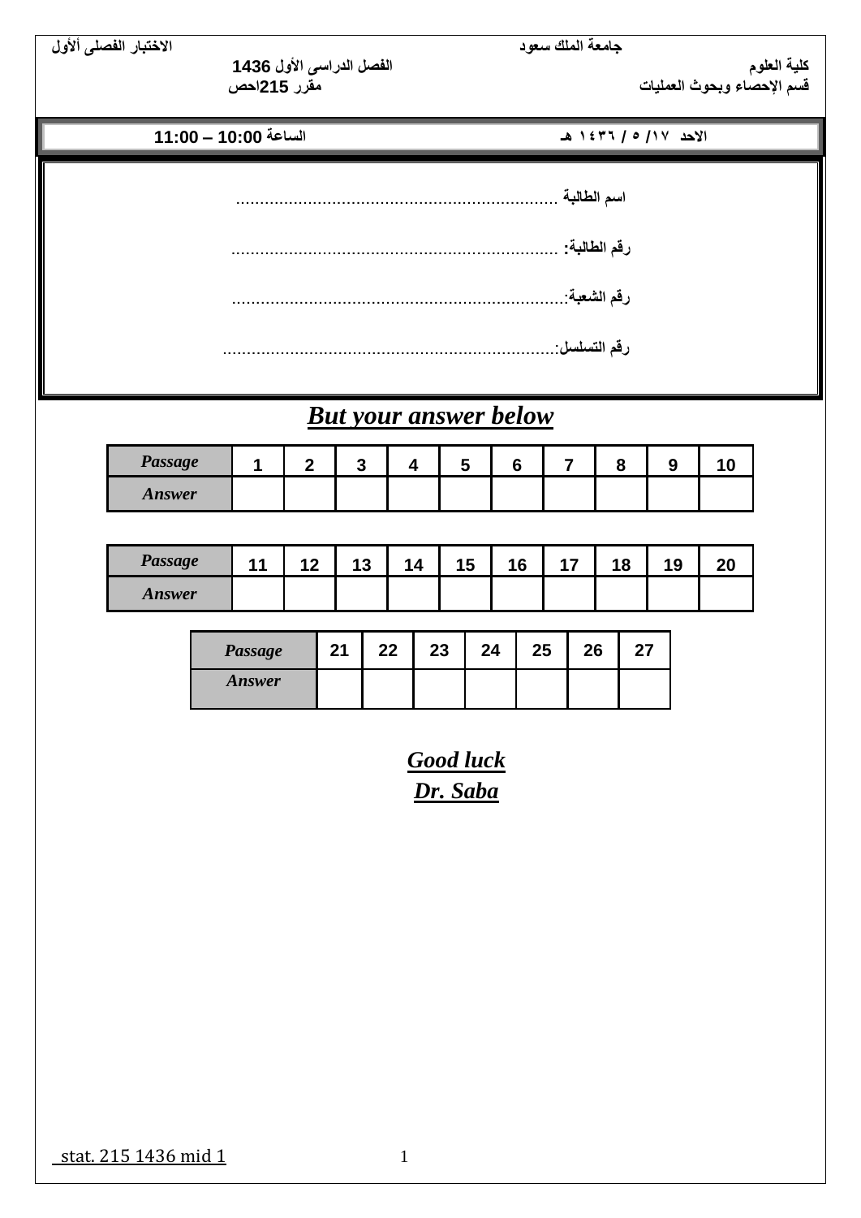جامعة الملك سعود — الاختبار الفصلى ألأول

كلية العلوم — الفصل الدراسى الأول 1436

قسم الإحصاء وبحوث العمليات — مقرر 215احص

| الاحد ١٧/ ٥ / ١٤٣٦ هـ | الساعة 10:00 – 11:00 |
|---|---|

اسم الطالبة ...................................................................

رقم الطالبة: ...................................................................

رقم الشعبة:....................................................................

رقم التسلسل:....................................................................

## ***But your answer below***

| *Passage* | 1 | 2 | 3 | 4 | 5 | 6 | 7 | 8 | 9 | 10 |
|---|---|---|---|---|---|---|---|---|---|---|
| *Answer* | | | | | | | | | | |

| *Passage* | 11 | 12 | 13 | 14 | 15 | 16 | 17 | 18 | 19 | 20 |
|---|---|---|---|---|---|---|---|---|---|---|
| *Answer* | | | | | | | | | | |

| *Passage* | 21 | 22 | 23 | 24 | 25 | 26 | 27 |
|---|---|---|---|---|---|---|---|
| *Answer* | | | | | | | |

***Good luck***

***Dr. Saba***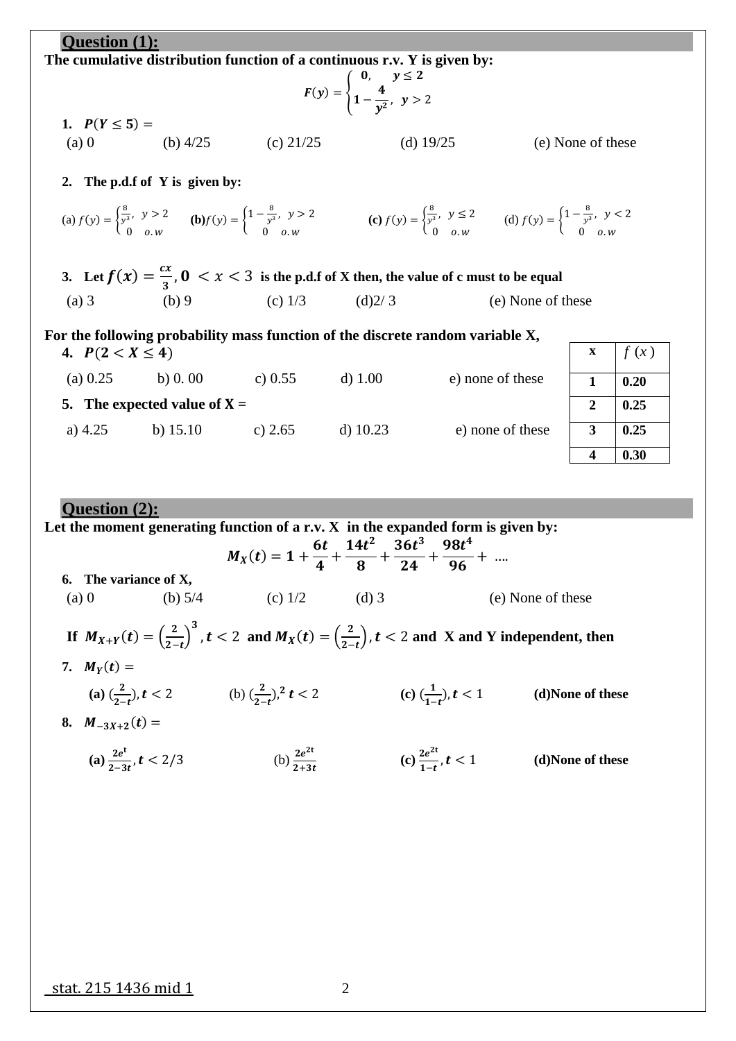## Question (1):

**The cumulative distribution function of a continuous r.v. Y is given by:**

$$F(y) = \begin{cases} 0, & y \le 2 \\ 1 - \dfrac{4}{y^2}, & y > 2 \end{cases}$$

1. $P(Y \le 5) =$

 (a) 0 (b) 4/25 (c) 21/25 (d) 19/25 (e) None of these

2. **The p.d.f of Y is given by:**

 (a) $f(y) = \begin{cases} \frac{8}{y^3}, & y > 2 \\ 0 & o.w \end{cases}$ **(b)** $f(y) = \begin{cases} 1 - \frac{8}{y^3}, & y > 2 \\ 0 & o.w \end{cases}$ **(c)** $f(y) = \begin{cases} \frac{8}{y^3}, & y \le 2 \\ 0 & o.w \end{cases}$ (d) $f(y) = \begin{cases} 1 - \frac{8}{y^3}, & y < 2 \\ 0 & o.w \end{cases}$

3. **Let** $f(x) = \frac{cx}{3}, 0 < x < 3$ **is the p.d.f of X then, the value of c must to be equal**

 (a) 3 (b) 9 (c) 1/3 (d) 2/3 (e) None of these

**For the following probability mass function of the discrete random variable X,**

| x | $f(x)$ |
|---|---|
| 1 | 0.20 |
| 2 | 0.25 |
| 3 | 0.25 |
| 4 | 0.30 |

4. $P(2 < X \le 4)$

 (a) 0.25 b) 0.00 c) 0.55 d) 1.00 e) none of these

5. **The expected value of X =**

 a) 4.25 b) 15.10 c) 2.65 d) 10.23 e) none of these

## Question (2):

**Let the moment generating function of a r.v. X in the expanded form is given by:**

$$M_X(t) = 1 + \frac{6t}{4} + \frac{14t^2}{8} + \frac{36t^3}{24} + \frac{98t^4}{96} + \ \ldots.$$

6. **The variance of X,**

 (a) 0 (b) 5/4 (c) 1/2 (d) 3 (e) None of these

**If** $M_{X+Y}(t) = \left(\frac{2}{2-t}\right)^3, t < 2$ **and** $M_X(t) = \left(\frac{2}{2-t}\right), t < 2$ **and X and Y independent, then**

7. $M_Y(t) =$

 **(a)** $(\frac{2}{2-t}), t < 2$ (b) $(\frac{2}{2-t}),^2 t < 2$ **(c)** $(\frac{1}{1-t}), t < 1$ **(d) None of these**

8. $M_{-3X+2}(t) =$

 **(a)** $\frac{2e^t}{2-3t}, t < 2/3$ (b) $\frac{2e^{2t}}{2+3t}$ **(c)** $\frac{2e^{2t}}{1-t}, t < 1$ **(d) None of these**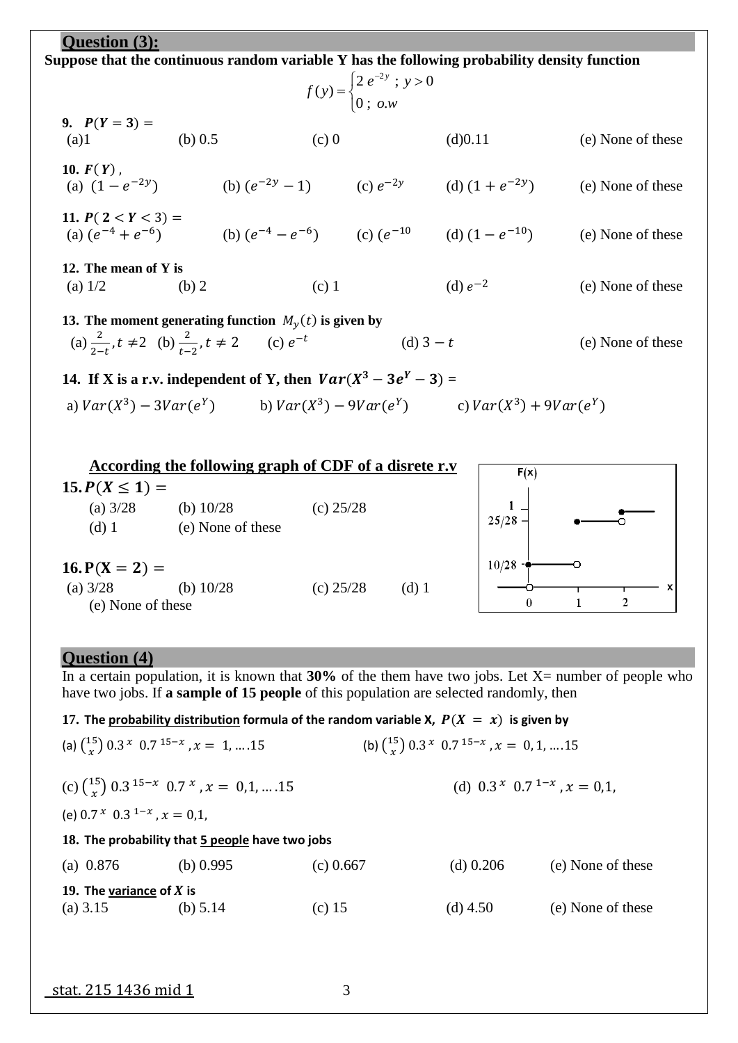## Question (3):

**Suppose that the continuous random variable Y has the following probability density function**

$$f(y) = \begin{cases} 2\,e^{-2y} \;;\; y > 0 \\ 0 \;;\; o.w \end{cases}$$

**9.** $P(Y = 3) =$

(a)1 (b) 0.5 (c) 0 (d)0.11 (e) None of these

**10.** $F(Y)$ ,

(a) $(1 - e^{-2y})$ (b) $(e^{-2y} - 1)$ (c) $e^{-2y}$ (d) $(1 + e^{-2y})$ (e) None of these

**11.** $P(2 < Y < 3) =$

(a) $(e^{-4} + e^{-6})$ (b) $(e^{-4} - e^{-6})$ (c) $(e^{-10}$ (d) $(1 - e^{-10})$ (e) None of these

**12. The mean of Y is**

(a) 1/2 (b) 2 (c) 1 (d) $e^{-2}$ (e) None of these

**13. The moment generating function $M_y(t)$ is given by**

(a) $\frac{2}{2-t}, t \neq 2$ (b) $\frac{2}{t-2}, t \neq 2$ (c) $e^{-t}$ (d) $3 - t$ (e) None of these

**14. If X is a r.v. independent of Y, then $Var(X^3 - 3e^Y - 3)$ =**

a) $Var(X^3) - 3Var(e^Y)$ b) $Var(X^3) - 9Var(e^Y)$ c) $Var(X^3) + 9Var(e^Y)$

**According the following graph of CDF of a disrete r.v**

**15.** $P(X \leq 1) =$

(a) 3/28 (b) 10/28 (c) 25/28

(d) 1 (e) None of these

**16.** $P(X = 2) =$

(a) 3/28 (b) 10/28 (c) 25/28 (d) 1

(e) None of these

## Question (4)

In a certain population, it is known that **30%** of the them have two jobs. Let X= number of people who have two jobs. If **a sample of 15 people** of this population are selected randomly, then

**17. The probability distribution formula of the random variable X, $P(X = x)$ is given by**

(a) $\binom{15}{x} 0.3^{x}\ 0.7^{15-x}, x = 1, \ldots .15$ (b) $\binom{15}{x} 0.3^{x}\ 0.7^{15-x}, x = 0, 1, \ldots .15$

(c) $\binom{15}{x} 0.3^{15-x}\ 0.7^{x}, x = 0,1, \ldots .15$ (d) $0.3^{x}\ 0.7^{1-x}, x = 0,1,$

(e) $0.7^{x}\ 0.3^{1-x}, x = 0,1,$

**18. The probability that 5 people have two jobs**

(a) 0.876 (b) 0.995 (c) 0.667 (d) 0.206 (e) None of these

**19. The variance of $X$ is**

(a) 3.15 (b) 5.14 (c) 15 (d) 4.50 (e) None of these

stat. 215 1436 mid 1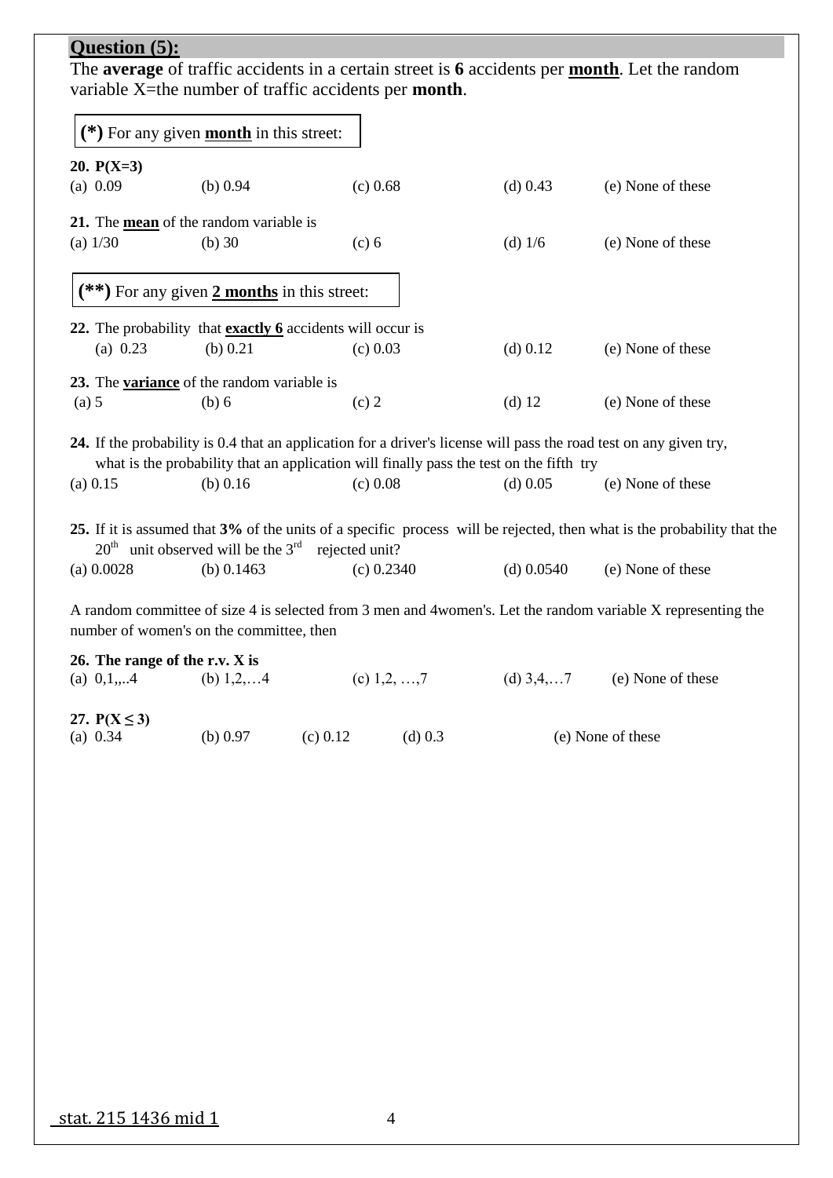## Question (5):

The **average** of traffic accidents in a certain street is **6** accidents per **month**. Let the random variable X=the number of traffic accidents per **month**.

**(\*)** For any given **month** in this street:

**20. P(X=3)**

(a) 0.09 (b) 0.94 (c) 0.68 (d) 0.43 (e) None of these

**21.** The **mean** of the random variable is

(a) 1/30 (b) 30 (c) 6 (d) 1/6 (e) None of these

**(\*\*)** For any given **2 months** in this street:

**22.** The probability that **exactly 6** accidents will occur is

(a) 0.23 (b) 0.21 (c) 0.03 (d) 0.12 (e) None of these

**23.** The **variance** of the random variable is

(a) 5 (b) 6 (c) 2 (d) 12 (e) None of these

**24.** If the probability is 0.4 that an application for a driver's license will pass the road test on any given try, what is the probability that an application will finally pass the test on the fifth try

(a) 0.15 (b) 0.16 (c) 0.08 (d) 0.05 (e) None of these

**25.** If it is assumed that **3%** of the units of a specific process will be rejected, then what is the probability that the $20^{th}$ unit observed will be the $3^{rd}$ rejected unit?

(a) 0.0028 (b) 0.1463 (c) 0.2340 (d) 0.0540 (e) None of these

A random committee of size 4 is selected from 3 men and 4women's. Let the random variable X representing the number of women's on the committee, then

**26. The range of the r.v. X is**

(a) 0,1,,..4 (b) 1,2,…4 (c) 1,2, …,7 (d) 3,4,…7 (e) None of these

**27. $P(X \leq 3)$**

(a) 0.34 (b) 0.97 (c) 0.12 (d) 0.3 (e) None of these

stat. 215 1436 mid 1